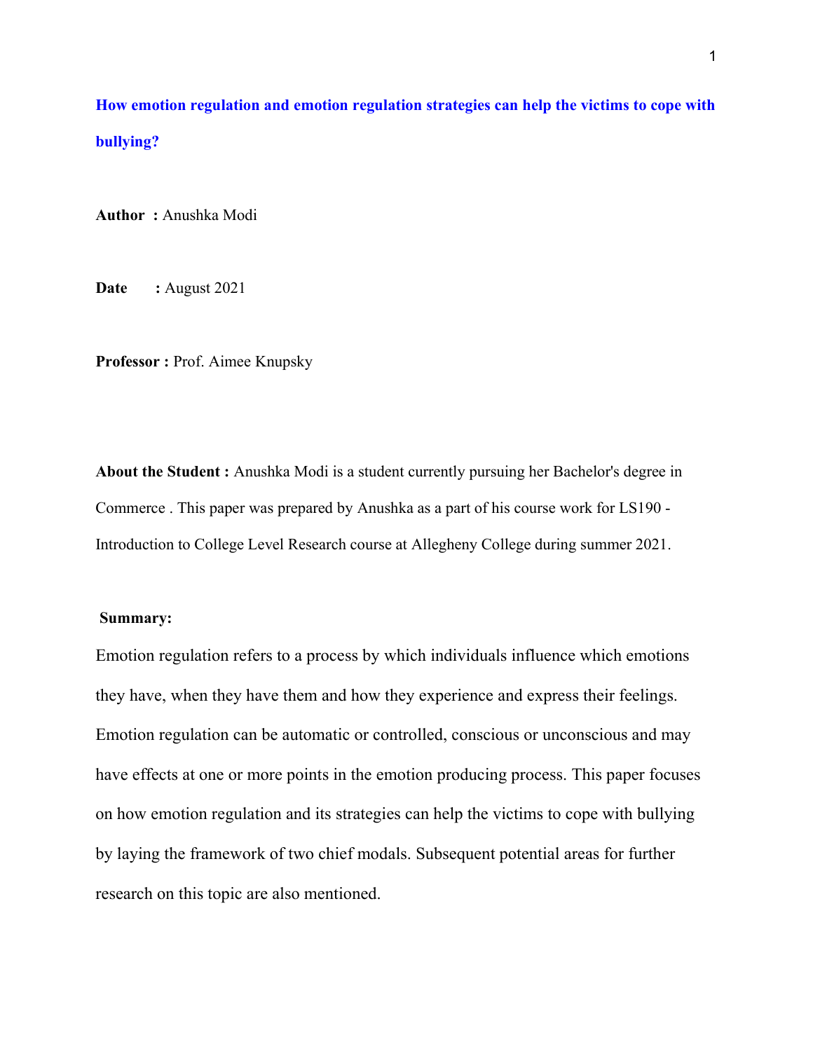# How emotion regulation and emotion regulation strategies can help the victims to cope with bullying?

**Author :** Anushka Modi

**Date :** August 2021

**Professor :** Prof. Aimee Knupsky

**About the Student :** Anushka Modi is a student currently pursuing her Bachelor's degree in Commerce . This paper was prepared by Anushka as a part of his course work for LS190 - Introduction to College Level Research course at Allegheny College during summer 2021.

**Summary:**

Emotion regulation refers to a process by which individuals influence which emotions they have, when they have them and how they experience and express their feelings. Emotion regulation can be automatic or controlled, conscious or unconscious and may have effects at one or more points in the emotion producing process. This paper focuses on how emotion regulation and its strategies can help the victims to cope with bullying by laying the framework of two chief modals. Subsequent potential areas for further research on this topic are also mentioned.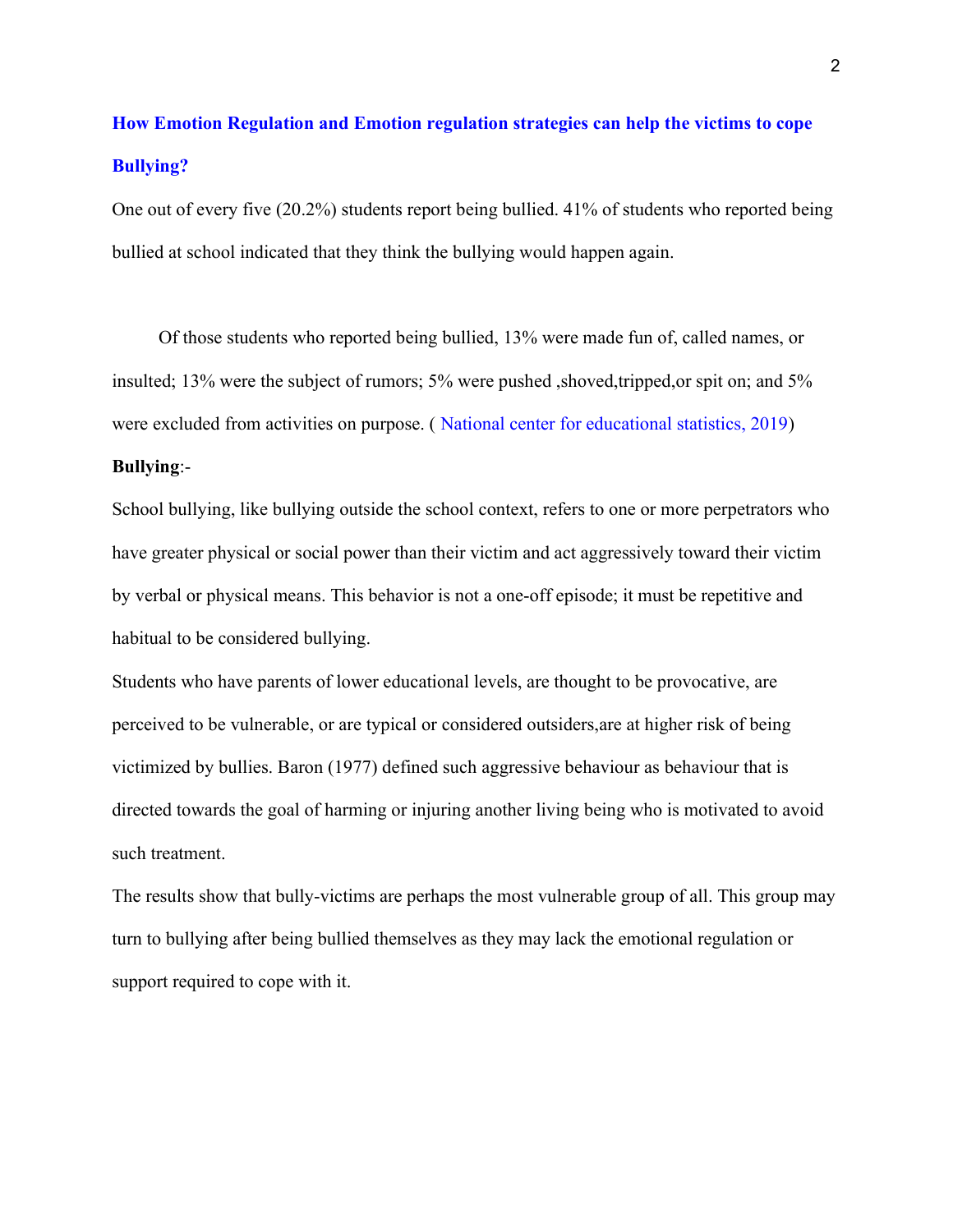## How Emotion Regulation and Emotion regulation strategies can help the victims to cope Bullying?

One out of every five (20.2%) students report being bullied. 41% of students who reported being bullied at school indicated that they think the bullying would happen again.

Of those students who reported being bullied, 13% were made fun of, called names, or insulted; 13% were the subject of rumors; 5% were pushed ,shoved,tripped,or spit on; and 5% were excluded from activities on purpose. ( National center for educational statistics, 2019)

**Bullying**:-

School bullying, like bullying outside the school context, refers to one or more perpetrators who have greater physical or social power than their victim and act aggressively toward their victim by verbal or physical means. This behavior is not a one-off episode; it must be repetitive and habitual to be considered bullying.

Students who have parents of lower educational levels, are thought to be provocative, are perceived to be vulnerable, or are typical or considered outsiders,are at higher risk of being victimized by bullies. Baron (1977) defined such aggressive behaviour as behaviour that is directed towards the goal of harming or injuring another living being who is motivated to avoid such treatment.

The results show that bully-victims are perhaps the most vulnerable group of all. This group may turn to bullying after being bullied themselves as they may lack the emotional regulation or support required to cope with it.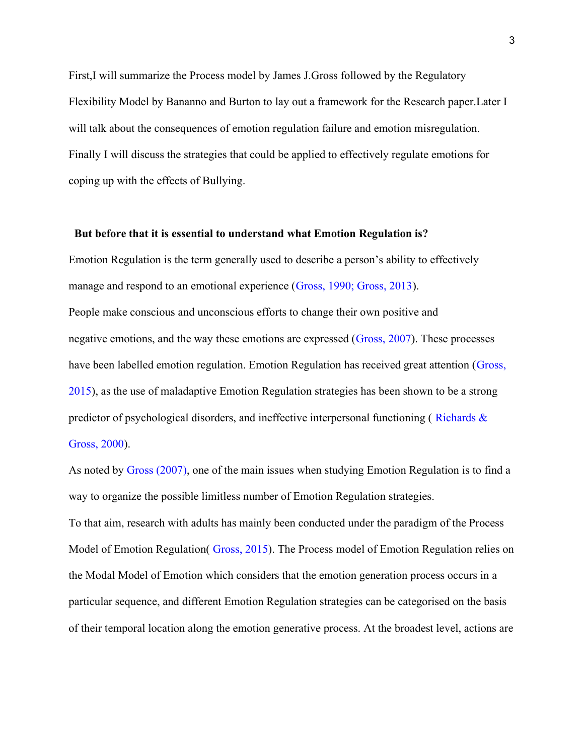First,I will summarize the Process model by James J.Gross followed by the Regulatory Flexibility Model by Bananno and Burton to lay out a framework for the Research paper.Later I will talk about the consequences of emotion regulation failure and emotion misregulation. Finally I will discuss the strategies that could be applied to effectively regulate emotions for coping up with the effects of Bullying.

**But before that it is essential to understand what Emotion Regulation is?**

Emotion Regulation is the term generally used to describe a person's ability to effectively manage and respond to an emotional experience (Gross, 1990; Gross, 2013).

People make conscious and unconscious efforts to change their own positive and negative emotions, and the way these emotions are expressed (Gross, 2007). These processes have been labelled emotion regulation. Emotion Regulation has received great attention (Gross, 2015), as the use of maladaptive Emotion Regulation strategies has been shown to be a strong predictor of psychological disorders, and ineffective interpersonal functioning ( Richards & Gross, 2000).

As noted by Gross (2007), one of the main issues when studying Emotion Regulation is to find a way to organize the possible limitless number of Emotion Regulation strategies.

To that aim, research with adults has mainly been conducted under the paradigm of the Process Model of Emotion Regulation( Gross, 2015). The Process model of Emotion Regulation relies on the Modal Model of Emotion which considers that the emotion generation process occurs in a particular sequence, and different Emotion Regulation strategies can be categorised on the basis of their temporal location along the emotion generative process. At the broadest level, actions are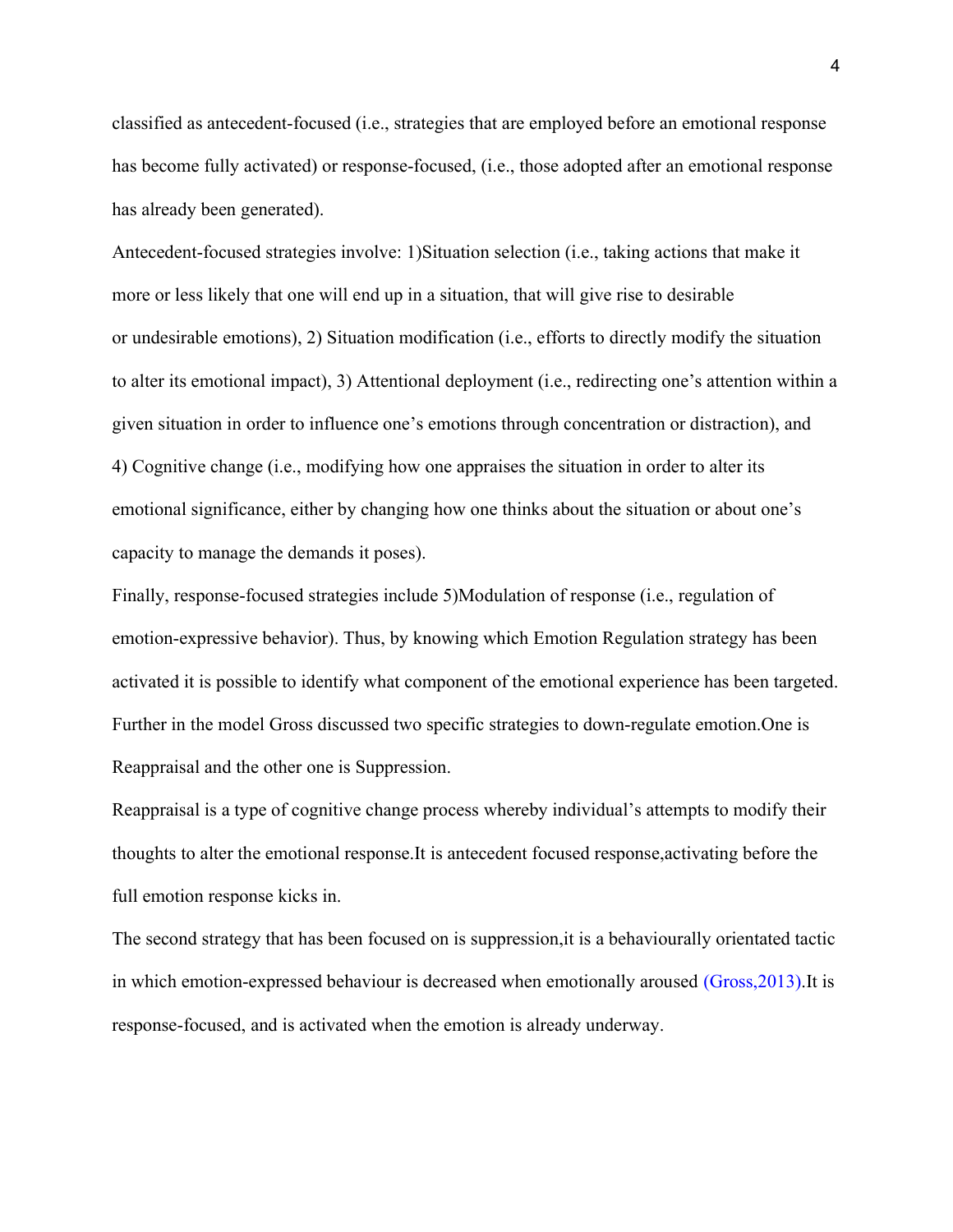classified as antecedent-focused (i.e., strategies that are employed before an emotional response has become fully activated) or response-focused, (i.e., those adopted after an emotional response has already been generated).

Antecedent-focused strategies involve: 1)Situation selection (i.e., taking actions that make it more or less likely that one will end up in a situation, that will give rise to desirable or undesirable emotions), 2) Situation modification (i.e., efforts to directly modify the situation to alter its emotional impact), 3) Attentional deployment (i.e., redirecting one's attention within a given situation in order to influence one's emotions through concentration or distraction), and 4) Cognitive change (i.e., modifying how one appraises the situation in order to alter its emotional significance, either by changing how one thinks about the situation or about one's capacity to manage the demands it poses).

Finally, response-focused strategies include 5)Modulation of response (i.e., regulation of emotion-expressive behavior). Thus, by knowing which Emotion Regulation strategy has been activated it is possible to identify what component of the emotional experience has been targeted. Further in the model Gross discussed two specific strategies to down-regulate emotion.One is Reappraisal and the other one is Suppression.

Reappraisal is a type of cognitive change process whereby individual's attempts to modify their thoughts to alter the emotional response.It is antecedent focused response,activating before the full emotion response kicks in.

The second strategy that has been focused on is suppression,it is a behaviourally orientated tactic in which emotion-expressed behaviour is decreased when emotionally aroused (Gross,2013).It is response-focused, and is activated when the emotion is already underway.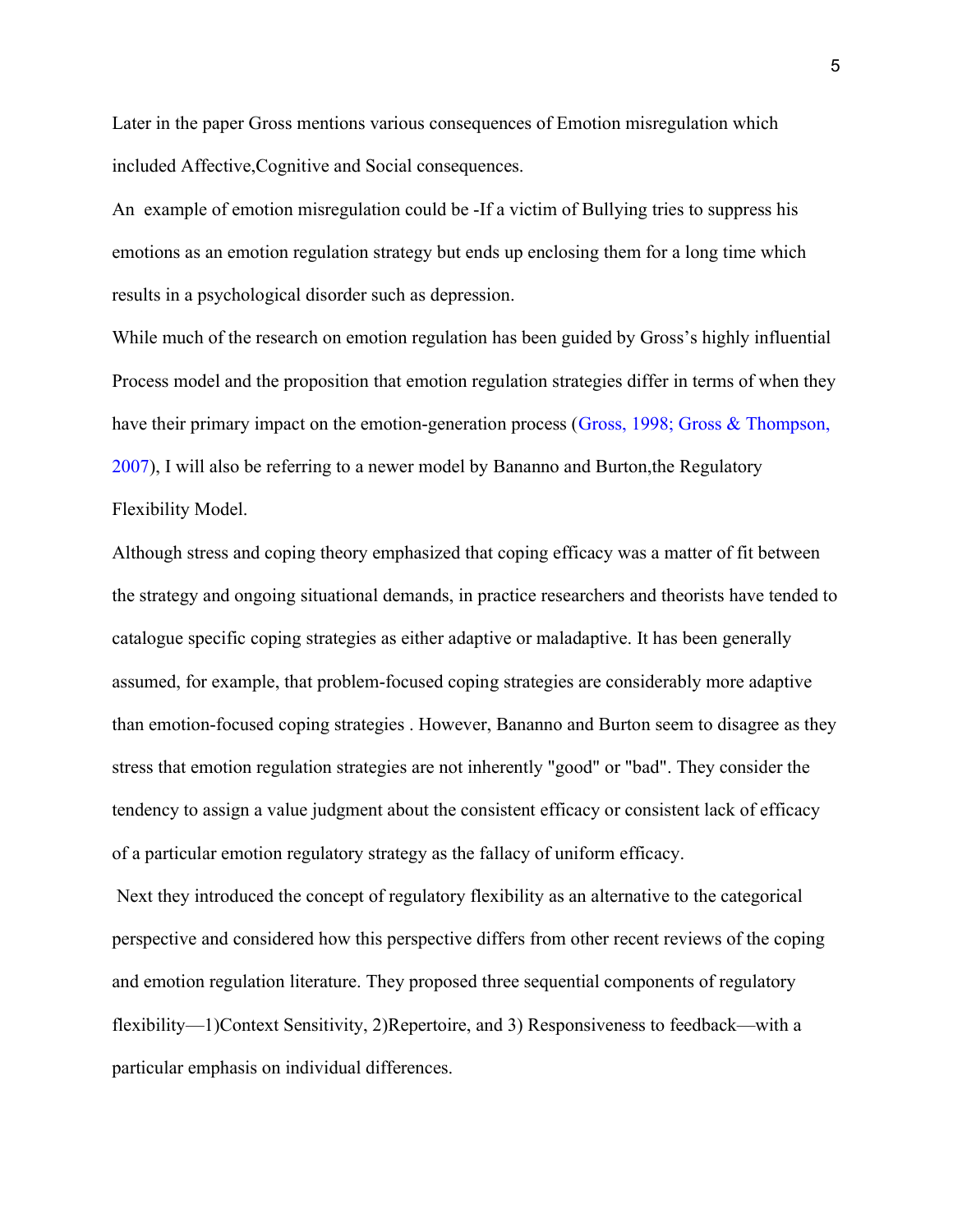Later in the paper Gross mentions various consequences of Emotion misregulation which included Affective,Cognitive and Social consequences.

An example of emotion misregulation could be -If a victim of Bullying tries to suppress his emotions as an emotion regulation strategy but ends up enclosing them for a long time which results in a psychological disorder such as depression.

While much of the research on emotion regulation has been guided by Gross's highly influential Process model and the proposition that emotion regulation strategies differ in terms of when they have their primary impact on the emotion-generation process (Gross, 1998; Gross & Thompson, 2007), I will also be referring to a newer model by Bananno and Burton,the Regulatory Flexibility Model.

Although stress and coping theory emphasized that coping efficacy was a matter of fit between the strategy and ongoing situational demands, in practice researchers and theorists have tended to catalogue specific coping strategies as either adaptive or maladaptive. It has been generally assumed, for example, that problem-focused coping strategies are considerably more adaptive than emotion-focused coping strategies . However, Bananno and Burton seem to disagree as they stress that emotion regulation strategies are not inherently "good" or "bad". They consider the tendency to assign a value judgment about the consistent efficacy or consistent lack of efficacy of a particular emotion regulatory strategy as the fallacy of uniform efficacy.

Next they introduced the concept of regulatory flexibility as an alternative to the categorical perspective and considered how this perspective differs from other recent reviews of the coping and emotion regulation literature. They proposed three sequential components of regulatory flexibility—1)Context Sensitivity, 2)Repertoire, and 3) Responsiveness to feedback—with a particular emphasis on individual differences.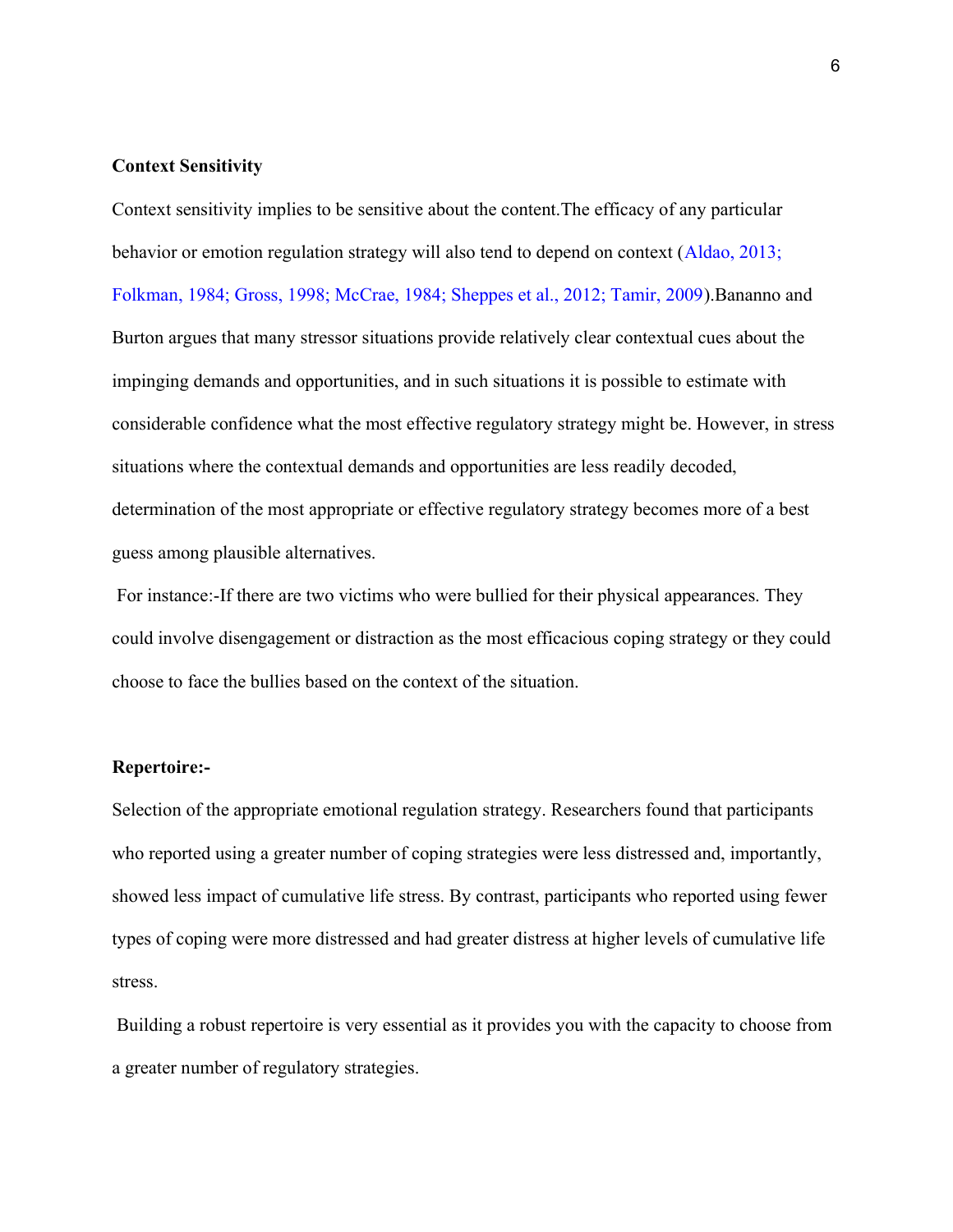**Context Sensitivity**

Context sensitivity implies to be sensitive about the content.The efficacy of any particular behavior or emotion regulation strategy will also tend to depend on context (Aldao, 2013; Folkman, 1984; Gross, 1998; McCrae, 1984; Sheppes et al., 2012; Tamir, 2009).Bananno and Burton argues that many stressor situations provide relatively clear contextual cues about the impinging demands and opportunities, and in such situations it is possible to estimate with considerable confidence what the most effective regulatory strategy might be. However, in stress situations where the contextual demands and opportunities are less readily decoded, determination of the most appropriate or effective regulatory strategy becomes more of a best guess among plausible alternatives.

For instance:-If there are two victims who were bullied for their physical appearances. They could involve disengagement or distraction as the most efficacious coping strategy or they could choose to face the bullies based on the context of the situation.

**Repertoire:-**

Selection of the appropriate emotional regulation strategy. Researchers found that participants who reported using a greater number of coping strategies were less distressed and, importantly, showed less impact of cumulative life stress. By contrast, participants who reported using fewer types of coping were more distressed and had greater distress at higher levels of cumulative life stress.

Building a robust repertoire is very essential as it provides you with the capacity to choose from a greater number of regulatory strategies.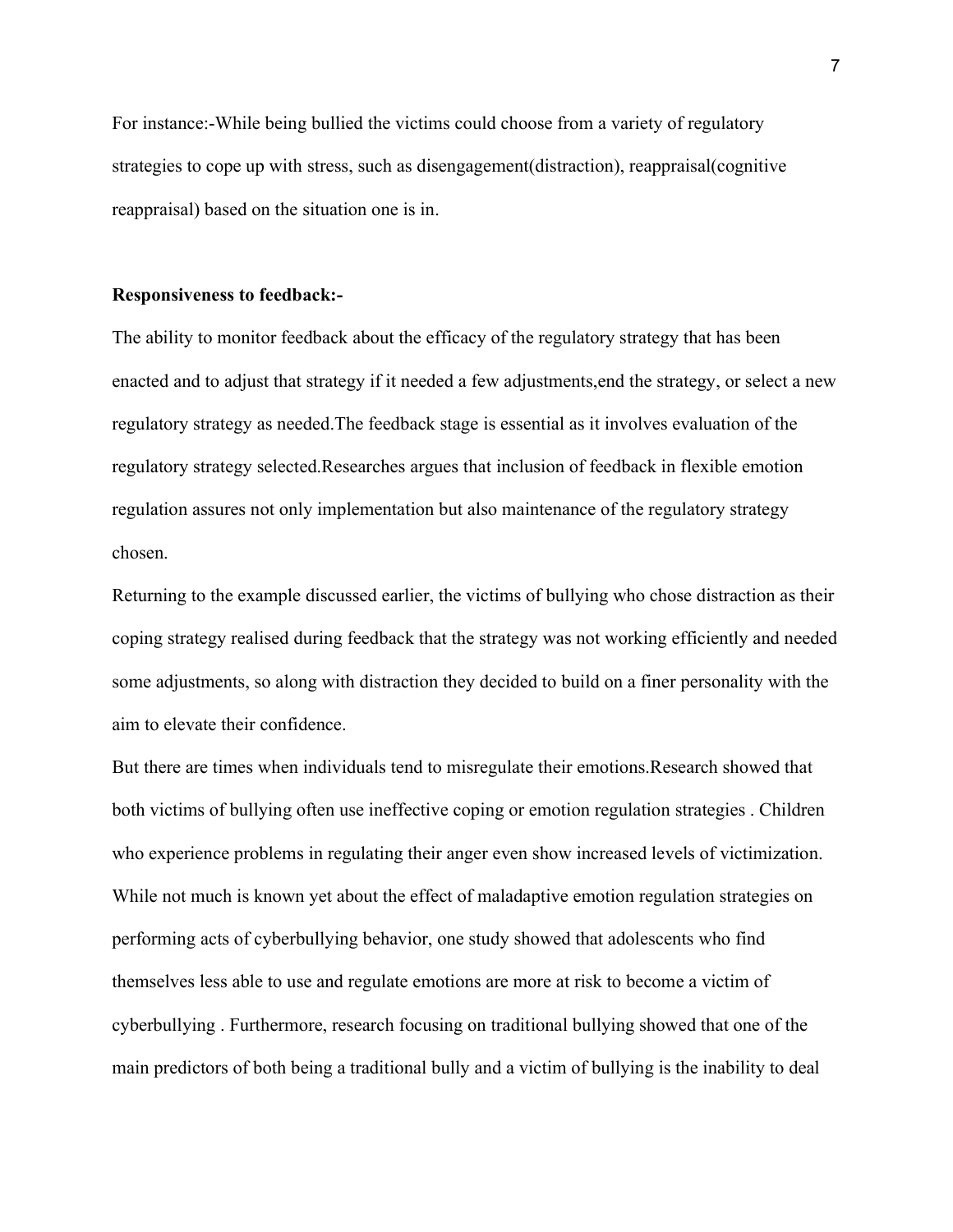For instance:-While being bullied the victims could choose from a variety of regulatory strategies to cope up with stress, such as disengagement(distraction), reappraisal(cognitive reappraisal) based on the situation one is in.

**Responsiveness to feedback:-**

The ability to monitor feedback about the efficacy of the regulatory strategy that has been enacted and to adjust that strategy if it needed a few adjustments,end the strategy, or select a new regulatory strategy as needed.The feedback stage is essential as it involves evaluation of the regulatory strategy selected.Researches argues that inclusion of feedback in flexible emotion regulation assures not only implementation but also maintenance of the regulatory strategy chosen.

Returning to the example discussed earlier, the victims of bullying who chose distraction as their coping strategy realised during feedback that the strategy was not working efficiently and needed some adjustments, so along with distraction they decided to build on a finer personality with the aim to elevate their confidence.

But there are times when individuals tend to misregulate their emotions.Research showed that both victims of bullying often use ineffective coping or emotion regulation strategies . Children who experience problems in regulating their anger even show increased levels of victimization. While not much is known yet about the effect of maladaptive emotion regulation strategies on performing acts of cyberbullying behavior, one study showed that adolescents who find themselves less able to use and regulate emotions are more at risk to become a victim of cyberbullying . Furthermore, research focusing on traditional bullying showed that one of the main predictors of both being a traditional bully and a victim of bullying is the inability to deal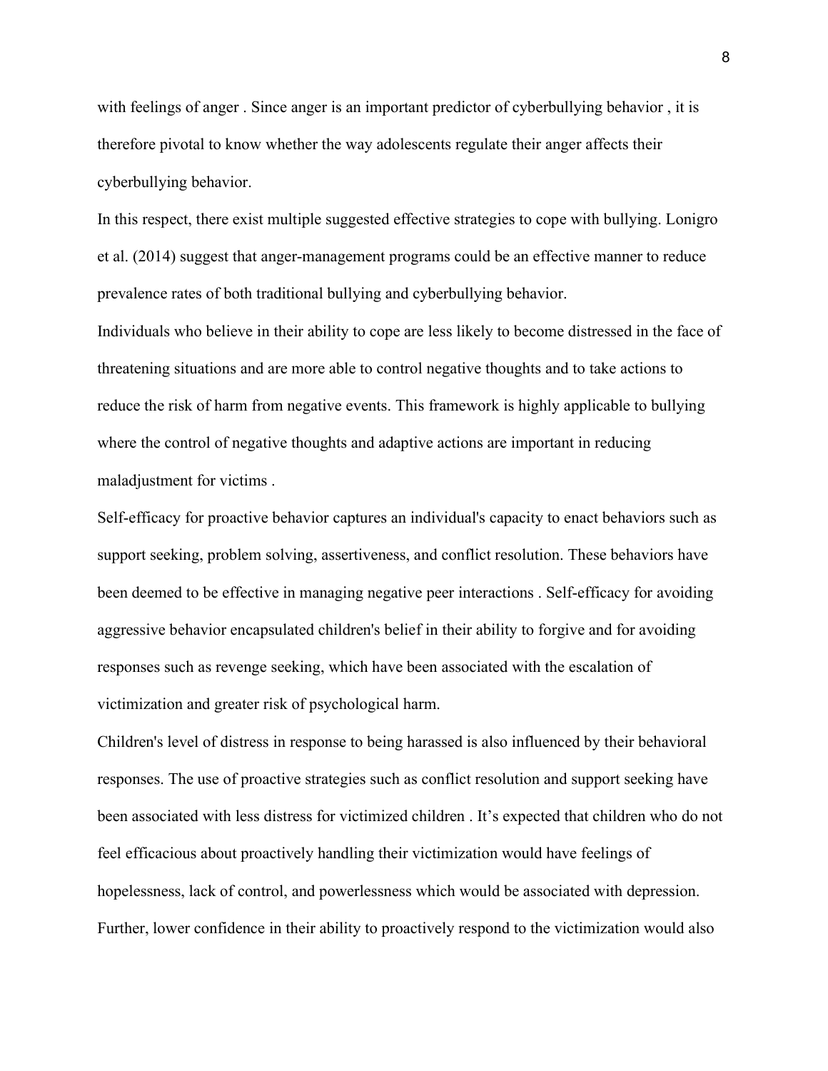with feelings of anger . Since anger is an important predictor of cyberbullying behavior , it is therefore pivotal to know whether the way adolescents regulate their anger affects their cyberbullying behavior.

In this respect, there exist multiple suggested effective strategies to cope with bullying. Lonigro et al. (2014) suggest that anger-management programs could be an effective manner to reduce prevalence rates of both traditional bullying and cyberbullying behavior.

Individuals who believe in their ability to cope are less likely to become distressed in the face of threatening situations and are more able to control negative thoughts and to take actions to reduce the risk of harm from negative events. This framework is highly applicable to bullying where the control of negative thoughts and adaptive actions are important in reducing maladjustment for victims .

Self-efficacy for proactive behavior captures an individual's capacity to enact behaviors such as support seeking, problem solving, assertiveness, and conflict resolution. These behaviors have been deemed to be effective in managing negative peer interactions . Self-efficacy for avoiding aggressive behavior encapsulated children's belief in their ability to forgive and for avoiding responses such as revenge seeking, which have been associated with the escalation of victimization and greater risk of psychological harm.

Children's level of distress in response to being harassed is also influenced by their behavioral responses. The use of proactive strategies such as conflict resolution and support seeking have been associated with less distress for victimized children . It's expected that children who do not feel efficacious about proactively handling their victimization would have feelings of hopelessness, lack of control, and powerlessness which would be associated with depression. Further, lower confidence in their ability to proactively respond to the victimization would also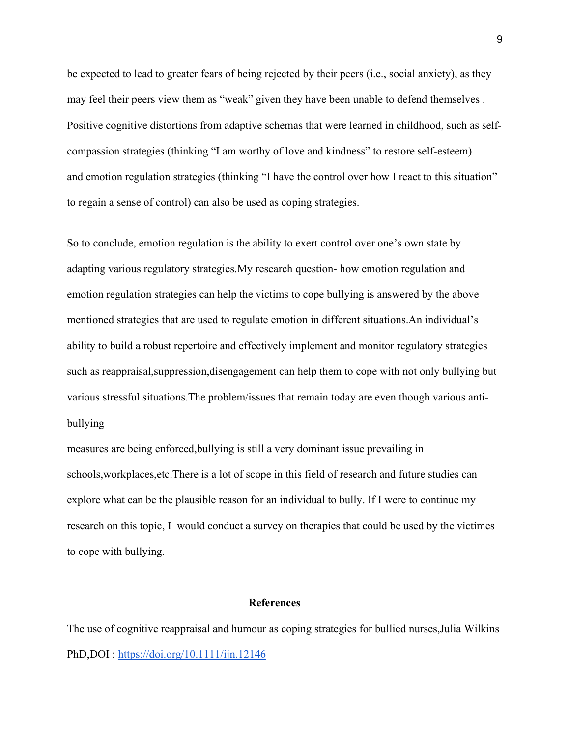be expected to lead to greater fears of being rejected by their peers (i.e., social anxiety), as they may feel their peers view them as "weak" given they have been unable to defend themselves . Positive cognitive distortions from adaptive schemas that were learned in childhood, such as self-compassion strategies (thinking "I am worthy of love and kindness" to restore self-esteem) and emotion regulation strategies (thinking "I have the control over how I react to this situation" to regain a sense of control) can also be used as coping strategies.

So to conclude, emotion regulation is the ability to exert control over one's own state by adapting various regulatory strategies.My research question- how emotion regulation and emotion regulation strategies can help the victims to cope bullying is answered by the above mentioned strategies that are used to regulate emotion in different situations.An individual's ability to build a robust repertoire and effectively implement and monitor regulatory strategies such as reappraisal,suppression,disengagement can help them to cope with not only bullying but various stressful situations.The problem/issues that remain today are even though various anti-bullying measures are being enforced,bullying is still a very dominant issue prevailing in schools,workplaces,etc.There is a lot of scope in this field of research and future studies can explore what can be the plausible reason for an individual to bully. If I were to continue my research on this topic, I would conduct a survey on therapies that could be used by the victimes to cope with bullying.

## References

The use of cognitive reappraisal and humour as coping strategies for bullied nurses,Julia Wilkins PhD,DOI : https://doi.org/10.1111/ijn.12146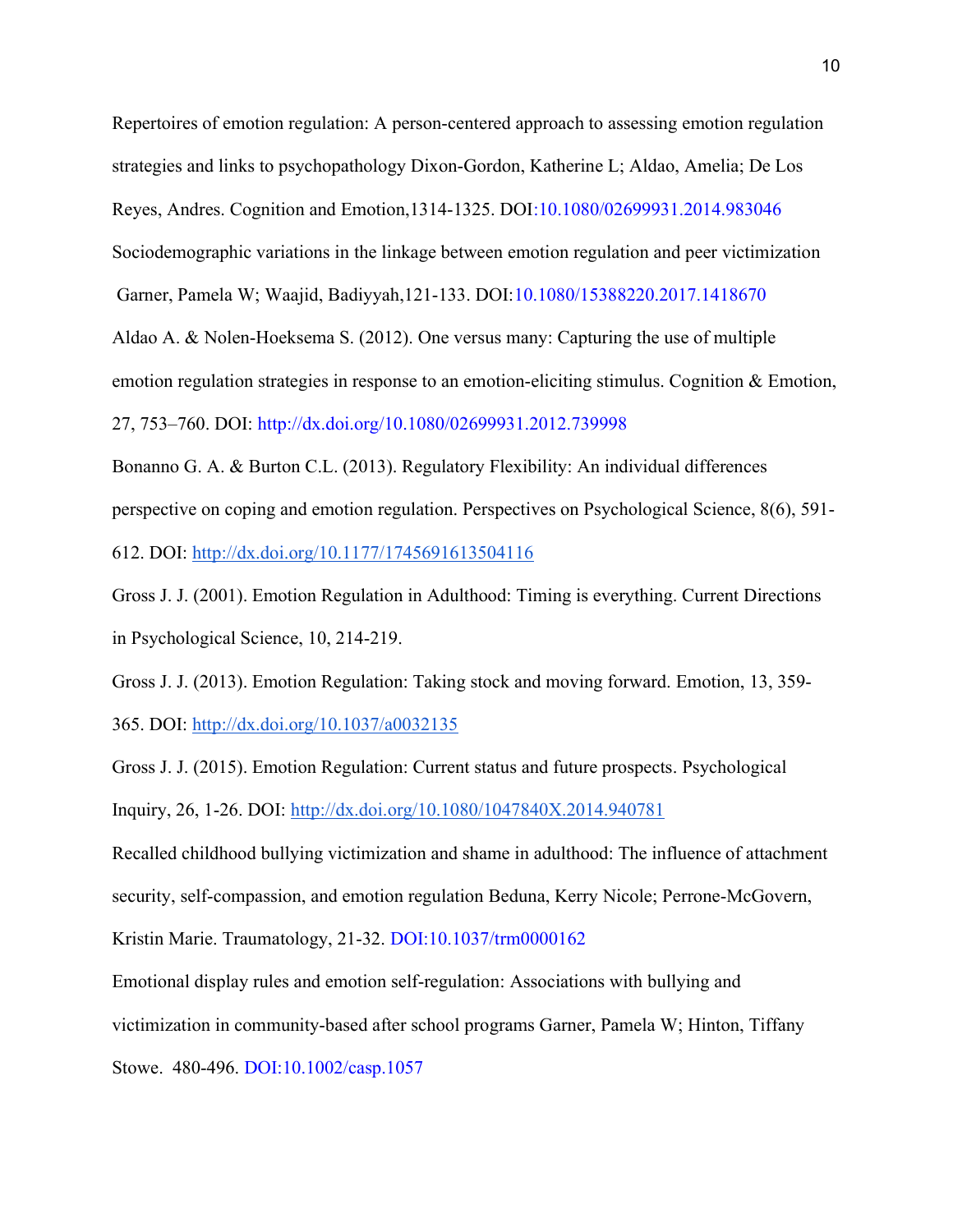Repertoires of emotion regulation: A person-centered approach to assessing emotion regulation strategies and links to psychopathology Dixon-Gordon, Katherine L; Aldao, Amelia; De Los Reyes, Andres. Cognition and Emotion,1314-1325. DOI:10.1080/02699931.2014.983046

Sociodemographic variations in the linkage between emotion regulation and peer victimization Garner, Pamela W; Waajid, Badiyyah,121-133. DOI:10.1080/15388220.2017.1418670

Aldao A. & Nolen-Hoeksema S. (2012). One versus many: Capturing the use of multiple emotion regulation strategies in response to an emotion-eliciting stimulus. Cognition & Emotion, 27, 753–760. DOI: http://dx.doi.org/10.1080/02699931.2012.739998

Bonanno G. A. & Burton C.L. (2013). Regulatory Flexibility: An individual differences perspective on coping and emotion regulation. Perspectives on Psychological Science, 8(6), 591-612. DOI: http://dx.doi.org/10.1177/1745691613504116

Gross J. J. (2001). Emotion Regulation in Adulthood: Timing is everything. Current Directions in Psychological Science, 10, 214-219.

Gross J. J. (2013). Emotion Regulation: Taking stock and moving forward. Emotion, 13, 359-365. DOI: http://dx.doi.org/10.1037/a0032135

Gross J. J. (2015). Emotion Regulation: Current status and future prospects. Psychological Inquiry, 26, 1-26. DOI: http://dx.doi.org/10.1080/1047840X.2014.940781

Recalled childhood bullying victimization and shame in adulthood: The influence of attachment security, self-compassion, and emotion regulation Beduna, Kerry Nicole; Perrone-McGovern, Kristin Marie. Traumatology, 21-32. DOI:10.1037/trm0000162

Emotional display rules and emotion self-regulation: Associations with bullying and victimization in community-based after school programs Garner, Pamela W; Hinton, Tiffany Stowe. 480-496. DOI:10.1002/casp.1057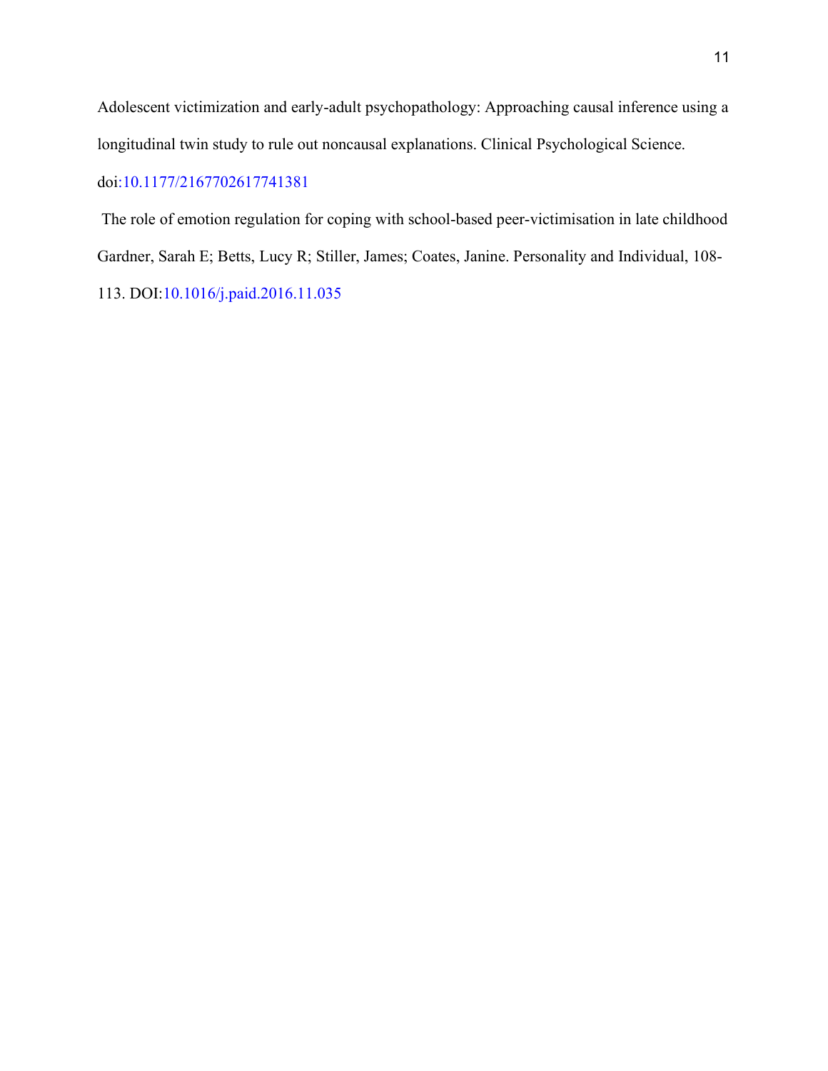Adolescent victimization and early-adult psychopathology: Approaching causal inference using a longitudinal twin study to rule out noncausal explanations. Clinical Psychological Science. doi:10.1177/2167702617741381

The role of emotion regulation for coping with school-based peer-victimisation in late childhood Gardner, Sarah E; Betts, Lucy R; Stiller, James; Coates, Janine. Personality and Individual, 108-113. DOI:10.1016/j.paid.2016.11.035